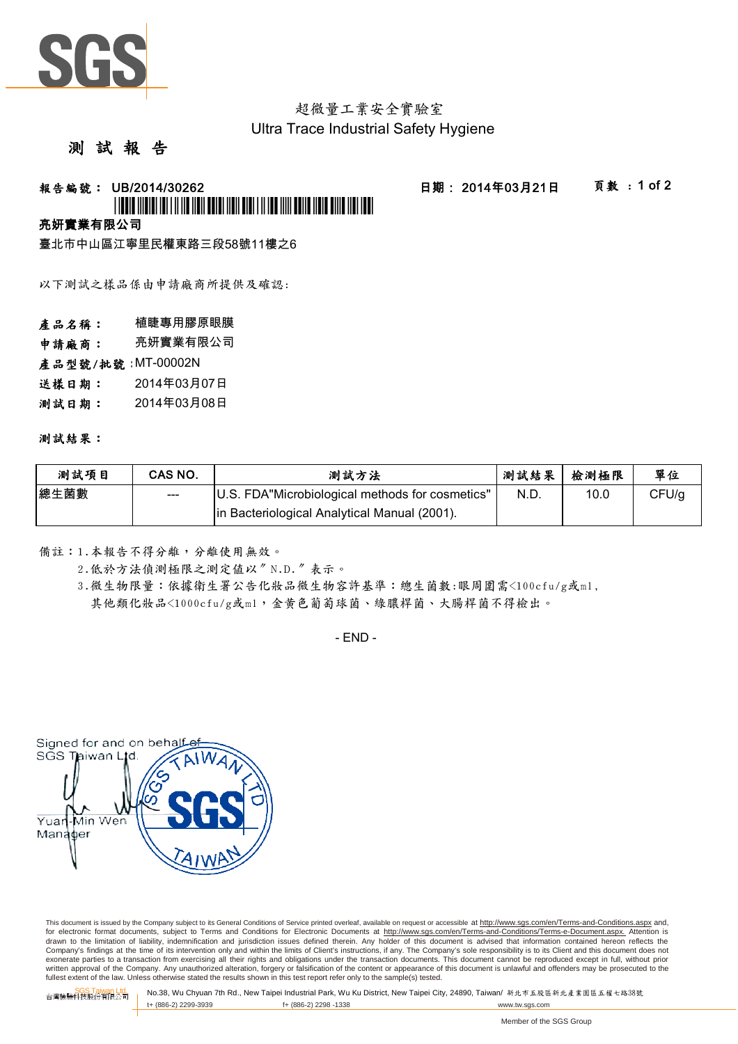# SGS

超微量工業安全實驗室
Ultra Trace Industrial Safety Hygiene

## 測 試 報 告

**報告編號： UB/2014/30262** **日期： 2014年03月21日** **頁數 ：1 of 2**

**亮妍實業有限公司**
臺北市中山區江寧里民權東路三段58號11樓之6

以下測試之樣品係由申請廠商所提供及確認:

**產品名稱：** 植睫專用膠原眼膜
**申請廠商：** 亮妍實業有限公司
**產品型號/批號**：MT-00002N
**送樣日期：** 2014年03月07日
**測試日期：** 2014年03月08日

**測試結果：**

| 測試項目 | CAS NO. | 測試方法 | 測試結果 | 檢測極限 | 單位 |
|---|---|---|---|---|---|
| 總生菌數 | --- | U.S. FDA"Microbiological methods for cosmetics" in Bacteriological Analytical Manual (2001). | N.D. | 10.0 | CFU/g |

備註：1.本報告不得分離，分離使用無效。
2.低於方法偵測極限之測定值以〞N.D.〞表示。
3.微生物限量：依據衛生署公告化妝品微生物容許基準：總生菌數:眼周圍需<100cfu/g或ml，其他類化妝品<1000cfu/g或ml，金黃色葡萄球菌、綠膿桿菌、大腸桿菌不得檢出。

- END -

Signed for and on behalf of
SGS Taiwan Ltd.

Yuan-Min Wen
Manager

This document is issued by the Company subject to its General Conditions of Service printed overleaf, available on request or accessible at http://www.sgs.com/en/Terms-and-Conditions.aspx and, for electronic format documents, subject to Terms and Conditions for Electronic Documents at http://www.sgs.com/en/Terms-and-Conditions/Terms-e-Document.aspx. Attention is drawn to the limitation of liability, indemnification and jurisdiction issues defined therein. Any holder of this document is advised that information contained hereon reflects the Company's findings at the time of its intervention only and within the limits of Client's instructions, if any. The Company's sole responsibility is to its Client and this document does not exonerate parties to a transaction from exercising all their rights and obligations under the transaction documents. This document cannot be reproduced except in full, without prior written approval of the Company. Any unauthorized alteration, forgery or falsification of the content or appearance of this document is unlawful and offenders may be prosecuted to the fullest extent of the law. Unless otherwise stated the results shown in this test report refer only to the sample(s) tested.

SGS Taiwan Ltd. 台灣檢驗科技股份有限公司 No.38, Wu Chyuan 7th Rd., New Taipei Industrial Park, Wu Ku District, New Taipei City, 24890, Taiwan/ 新北市五股區新北產業園區五權七路38號
t+ (886-2) 2299-3939 f+ (886-2) 2298 -1338 www.tw.sgs.com

Member of the SGS Group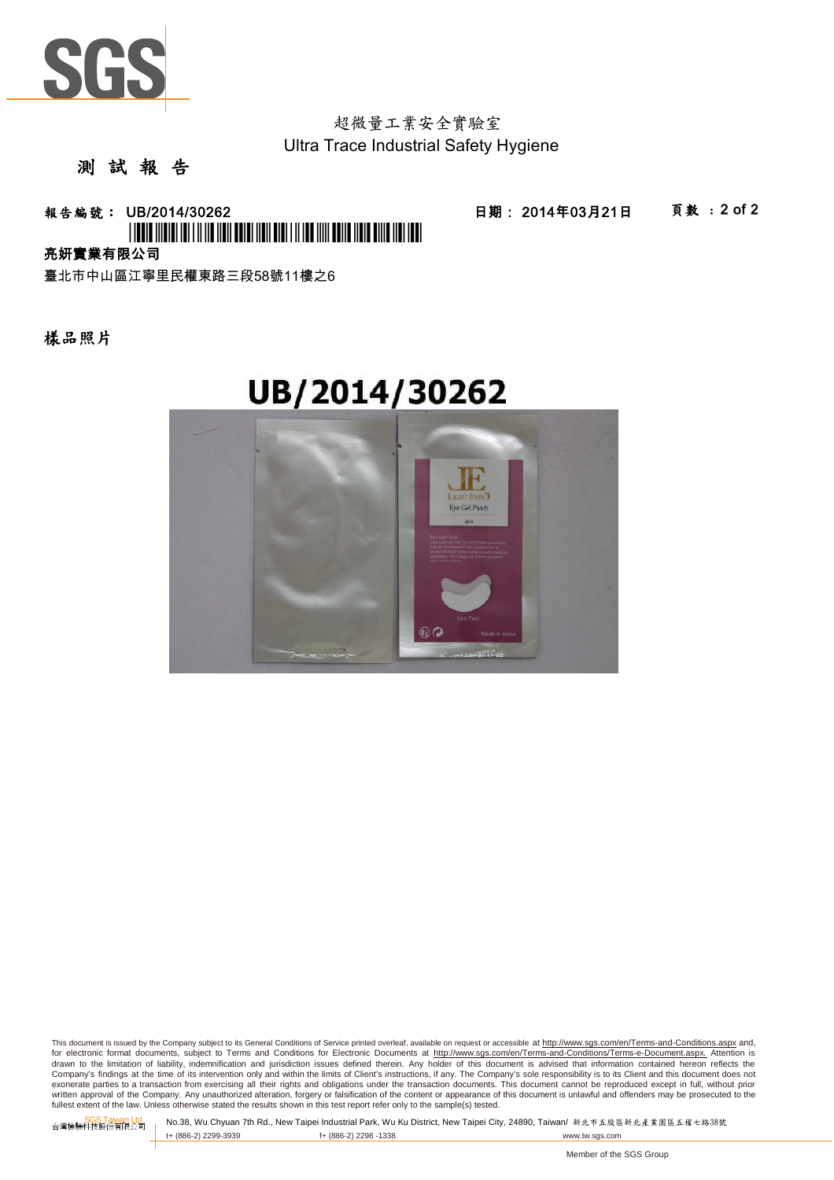超微量工業安全實驗室
Ultra Trace Industrial Safety Hygiene

# 測 試 報 告

**報告編號： UB/2014/30262** **日期： 2014年03月21日**

**亮妍實業有限公司**

臺北市中山區江寧里民權東路三段58號11樓之6

## 樣品照片

UB/2014/30262

This document is issued by the Company subject to its General Conditions of Service printed overleaf, available on request or accessible at http://www.sgs.com/en/Terms-and-Conditions.aspx and, for electronic format documents, subject to Terms and Conditions for Electronic Documents at http://www.sgs.com/en/Terms-and-Conditions/Terms-e-Document.aspx. Attention is drawn to the limitation of liability, indemnification and jurisdiction issues defined therein. Any holder of this document is advised that information contained hereon reflects the Company's findings at the time of its intervention only and within the limits of Client's instructions, if any. The Company's sole responsibility is to its Client and this document does not exonerate parties to a transaction from exercising all their rights and obligations under the transaction documents. This document cannot be reproduced except in full, without prior written approval of the Company. Any unauthorized alteration, forgery or falsification of the content or appearance of this document is unlawful and offenders may be prosecuted to the fullest extent of the law. Unless otherwise stated the results shown in this test report refer only to the sample(s) tested.

SGS Taiwan Ltd. 台灣檢驗科技股份有限公司 | No.38, Wu Chyuan 7th Rd., New Taipei Industrial Park, Wu Ku District, New Taipei City, 24890, Taiwan/ 新北市五股區新北產業園區五權七路38號

t+ (886-2) 2299-3939 f+ (886-2) 2298 -1338 www.tw.sgs.com

Member of the SGS Group